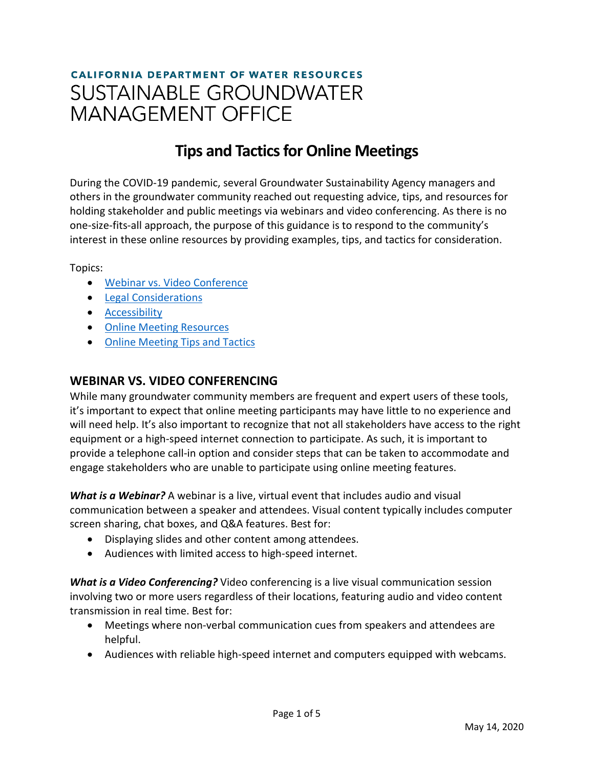CALIFORNIA DEPARTMENT OF WATER RESOURCES

SUSTAINABLE GROUNDWATER MANAGEMENT OFFICE

# Tips and Tactics for Online Meetings

During the COVID-19 pandemic, several Groundwater Sustainability Agency managers and others in the groundwater community reached out requesting advice, tips, and resources for holding stakeholder and public meetings via webinars and video conferencing. As there is no one-size-fits-all approach, the purpose of this guidance is to respond to the community's interest in these online resources by providing examples, tips, and tactics for consideration.

Topics:

- Webinar vs. Video Conference
- Legal Considerations
- Accessibility
- Online Meeting Resources
- Online Meeting Tips and Tactics

## WEBINAR VS. VIDEO CONFERENCING

While many groundwater community members are frequent and expert users of these tools, it's important to expect that online meeting participants may have little to no experience and will need help. It's also important to recognize that not all stakeholders have access to the right equipment or a high-speed internet connection to participate. As such, it is important to provide a telephone call-in option and consider steps that can be taken to accommodate and engage stakeholders who are unable to participate using online meeting features.

***What is a Webinar?*** A webinar is a live, virtual event that includes audio and visual communication between a speaker and attendees. Visual content typically includes computer screen sharing, chat boxes, and Q&A features. Best for:

- Displaying slides and other content among attendees.
- Audiences with limited access to high-speed internet.

***What is a Video Conferencing?*** Video conferencing is a live visual communication session involving two or more users regardless of their locations, featuring audio and video content transmission in real time. Best for:

- Meetings where non-verbal communication cues from speakers and attendees are helpful.
- Audiences with reliable high-speed internet and computers equipped with webcams.

May 14, 2020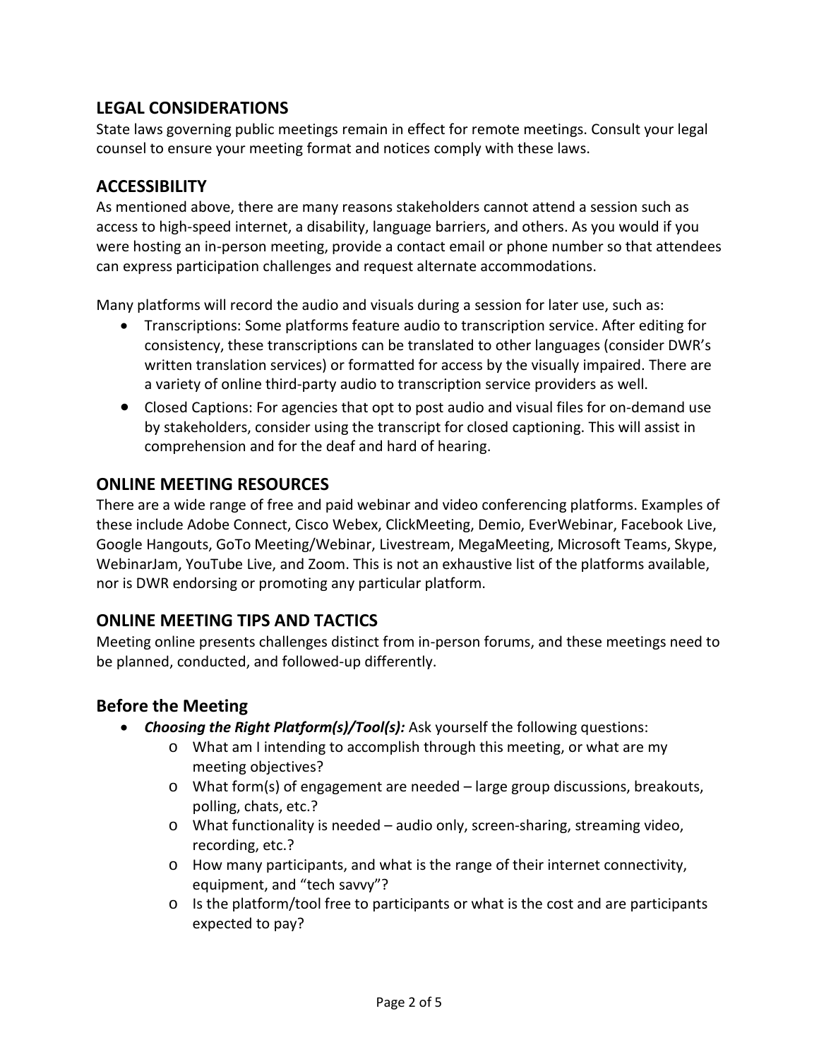## LEGAL CONSIDERATIONS

State laws governing public meetings remain in effect for remote meetings. Consult your legal counsel to ensure your meeting format and notices comply with these laws.

## ACCESSIBILITY

As mentioned above, there are many reasons stakeholders cannot attend a session such as access to high-speed internet, a disability, language barriers, and others. As you would if you were hosting an in-person meeting, provide a contact email or phone number so that attendees can express participation challenges and request alternate accommodations.

Many platforms will record the audio and visuals during a session for later use, such as:

- Transcriptions: Some platforms feature audio to transcription service. After editing for consistency, these transcriptions can be translated to other languages (consider DWR's written translation services) or formatted for access by the visually impaired. There are a variety of online third-party audio to transcription service providers as well.
- Closed Captions: For agencies that opt to post audio and visual files for on-demand use by stakeholders, consider using the transcript for closed captioning. This will assist in comprehension and for the deaf and hard of hearing.

## ONLINE MEETING RESOURCES

There are a wide range of free and paid webinar and video conferencing platforms. Examples of these include Adobe Connect, Cisco Webex, ClickMeeting, Demio, EverWebinar, Facebook Live, Google Hangouts, GoTo Meeting/Webinar, Livestream, MegaMeeting, Microsoft Teams, Skype, WebinarJam, YouTube Live, and Zoom. This is not an exhaustive list of the platforms available, nor is DWR endorsing or promoting any particular platform.

## ONLINE MEETING TIPS AND TACTICS

Meeting online presents challenges distinct from in-person forums, and these meetings need to be planned, conducted, and followed-up differently.

### Before the Meeting

- ***Choosing the Right Platform(s)/Tool(s):*** Ask yourself the following questions:
  - What am I intending to accomplish through this meeting, or what are my meeting objectives?
  - What form(s) of engagement are needed – large group discussions, breakouts, polling, chats, etc.?
  - What functionality is needed – audio only, screen-sharing, streaming video, recording, etc.?
  - How many participants, and what is the range of their internet connectivity, equipment, and "tech savvy"?
  - Is the platform/tool free to participants or what is the cost and are participants expected to pay?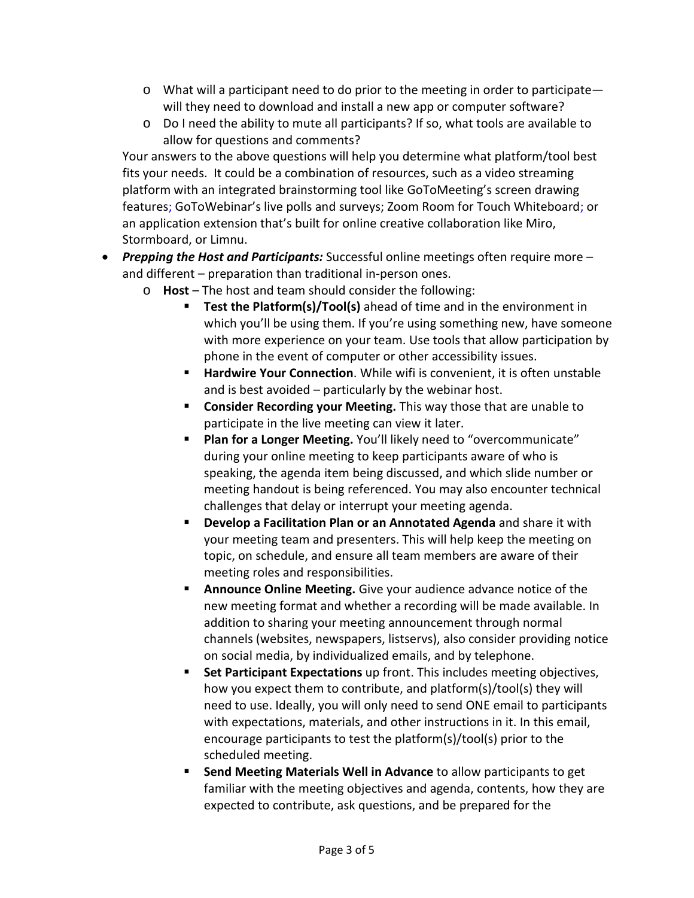- What will a participant need to do prior to the meeting in order to participate—will they need to download and install a new app or computer software?
  - Do I need the ability to mute all participants? If so, what tools are available to allow for questions and comments?

  Your answers to the above questions will help you determine what platform/tool best fits your needs. It could be a combination of resources, such as a video streaming platform with an integrated brainstorming tool like GoToMeeting's screen drawing features; GoToWebinar's live polls and surveys; Zoom Room for Touch Whiteboard; or an application extension that's built for online creative collaboration like Miro, Stormboard, or Limnu.

- ***Prepping the Host and Participants:*** Successful online meetings often require more – and different – preparation than traditional in-person ones.
  - **Host** – The host and team should consider the following:
    - **Test the Platform(s)/Tool(s)** ahead of time and in the environment in which you'll be using them. If you're using something new, have someone with more experience on your team. Use tools that allow participation by phone in the event of computer or other accessibility issues.
    - **Hardwire Your Connection**. While wifi is convenient, it is often unstable and is best avoided – particularly by the webinar host.
    - **Consider Recording your Meeting.** This way those that are unable to participate in the live meeting can view it later.
    - **Plan for a Longer Meeting.** You'll likely need to "overcommunicate" during your online meeting to keep participants aware of who is speaking, the agenda item being discussed, and which slide number or meeting handout is being referenced. You may also encounter technical challenges that delay or interrupt your meeting agenda.
    - **Develop a Facilitation Plan or an Annotated Agenda** and share it with your meeting team and presenters. This will help keep the meeting on topic, on schedule, and ensure all team members are aware of their meeting roles and responsibilities.
    - **Announce Online Meeting.** Give your audience advance notice of the new meeting format and whether a recording will be made available. In addition to sharing your meeting announcement through normal channels (websites, newspapers, listservs), also consider providing notice on social media, by individualized emails, and by telephone.
    - **Set Participant Expectations** up front. This includes meeting objectives, how you expect them to contribute, and platform(s)/tool(s) they will need to use. Ideally, you will only need to send ONE email to participants with expectations, materials, and other instructions in it. In this email, encourage participants to test the platform(s)/tool(s) prior to the scheduled meeting.
    - **Send Meeting Materials Well in Advance** to allow participants to get familiar with the meeting objectives and agenda, contents, how they are expected to contribute, ask questions, and be prepared for the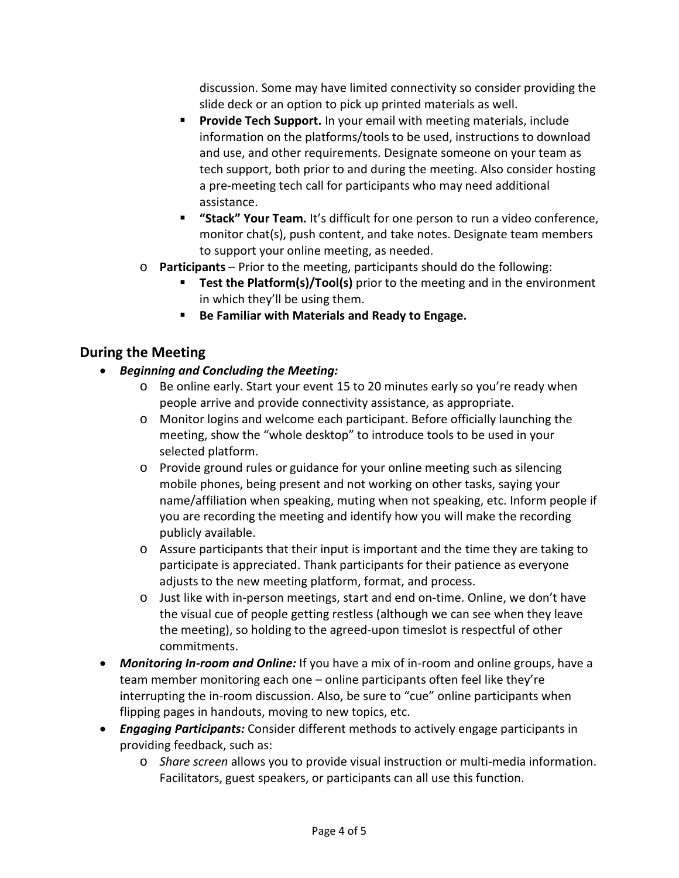- discussion. Some may have limited connectivity so consider providing the slide deck or an option to pick up printed materials as well.
        - **Provide Tech Support.** In your email with meeting materials, include information on the platforms/tools to be used, instructions to download and use, and other requirements. Designate someone on your team as tech support, both prior to and during the meeting. Also consider hosting a pre-meeting tech call for participants who may need additional assistance.
        - **"Stack" Your Team.** It's difficult for one person to run a video conference, monitor chat(s), push content, and take notes. Designate team members to support your online meeting, as needed.
    - **Participants** – Prior to the meeting, participants should do the following:
        - **Test the Platform(s)/Tool(s)** prior to the meeting and in the environment in which they'll be using them.
        - **Be Familiar with Materials and Ready to Engage.**

## During the Meeting

- ***Beginning and Concluding the Meeting:***
    - Be online early. Start your event 15 to 20 minutes early so you're ready when people arrive and provide connectivity assistance, as appropriate.
    - Monitor logins and welcome each participant. Before officially launching the meeting, show the "whole desktop" to introduce tools to be used in your selected platform.
    - Provide ground rules or guidance for your online meeting such as silencing mobile phones, being present and not working on other tasks, saying your name/affiliation when speaking, muting when not speaking, etc. Inform people if you are recording the meeting and identify how you will make the recording publicly available.
    - Assure participants that their input is important and the time they are taking to participate is appreciated. Thank participants for their patience as everyone adjusts to the new meeting platform, format, and process.
    - Just like with in-person meetings, start and end on-time. Online, we don't have the visual cue of people getting restless (although we can see when they leave the meeting), so holding to the agreed-upon timeslot is respectful of other commitments.
- ***Monitoring In-room and Online:*** If you have a mix of in-room and online groups, have a team member monitoring each one – online participants often feel like they're interrupting the in-room discussion. Also, be sure to "cue" online participants when flipping pages in handouts, moving to new topics, etc.
- ***Engaging Participants:*** Consider different methods to actively engage participants in providing feedback, such as:
    - *Share screen* allows you to provide visual instruction or multi-media information. Facilitators, guest speakers, or participants can all use this function.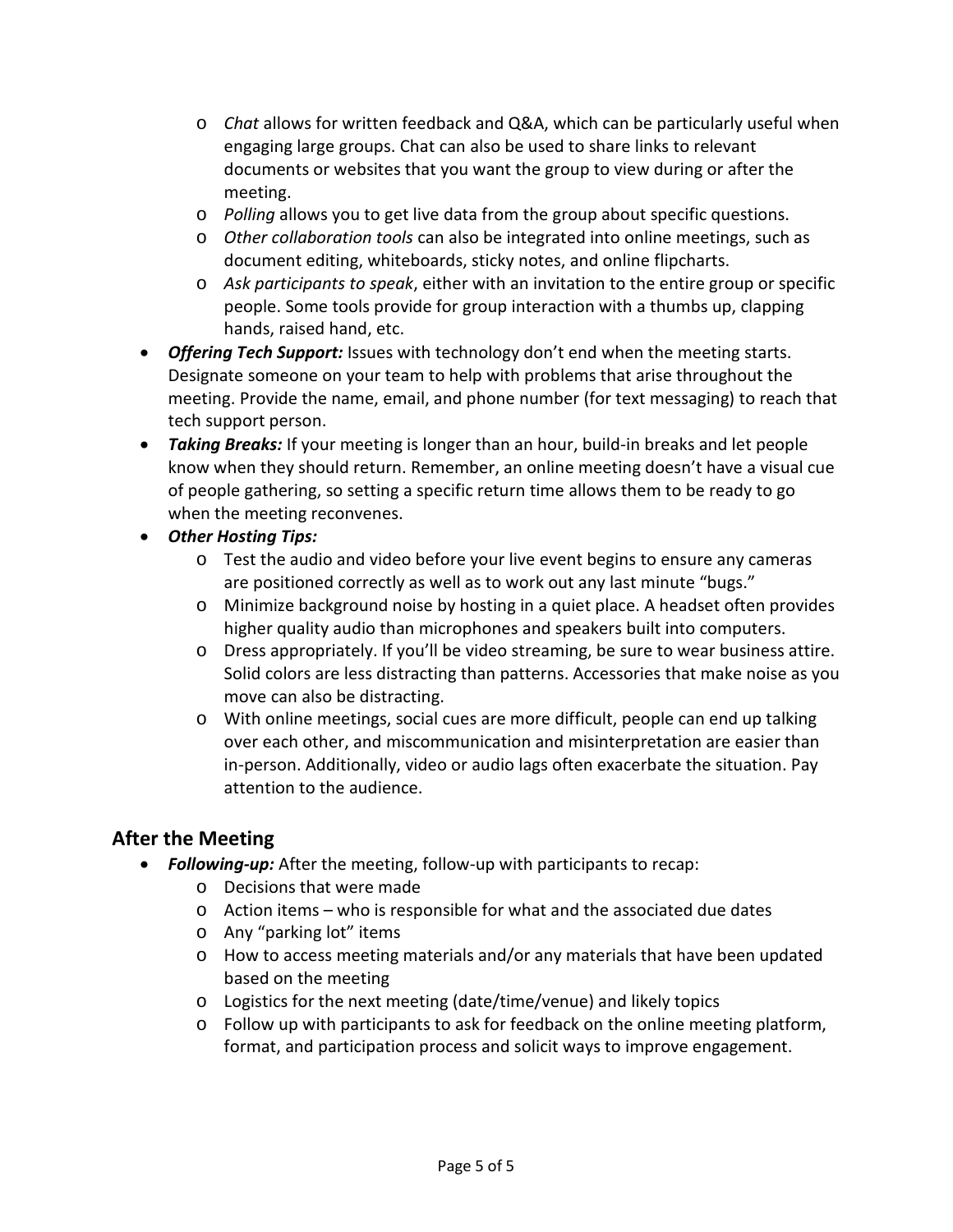- *Chat* allows for written feedback and Q&A, which can be particularly useful when engaging large groups. Chat can also be used to share links to relevant documents or websites that you want the group to view during or after the meeting.
  - *Polling* allows you to get live data from the group about specific questions.
  - *Other collaboration tools* can also be integrated into online meetings, such as document editing, whiteboards, sticky notes, and online flipcharts.
  - *Ask participants to speak*, either with an invitation to the entire group or specific people. Some tools provide for group interaction with a thumbs up, clapping hands, raised hand, etc.
- ***Offering Tech Support:*** Issues with technology don't end when the meeting starts. Designate someone on your team to help with problems that arise throughout the meeting. Provide the name, email, and phone number (for text messaging) to reach that tech support person.
- ***Taking Breaks:*** If your meeting is longer than an hour, build-in breaks and let people know when they should return. Remember, an online meeting doesn't have a visual cue of people gathering, so setting a specific return time allows them to be ready to go when the meeting reconvenes.
- ***Other Hosting Tips:***
  - Test the audio and video before your live event begins to ensure any cameras are positioned correctly as well as to work out any last minute "bugs."
  - Minimize background noise by hosting in a quiet place. A headset often provides higher quality audio than microphones and speakers built into computers.
  - Dress appropriately. If you'll be video streaming, be sure to wear business attire. Solid colors are less distracting than patterns. Accessories that make noise as you move can also be distracting.
  - With online meetings, social cues are more difficult, people can end up talking over each other, and miscommunication and misinterpretation are easier than in-person. Additionally, video or audio lags often exacerbate the situation. Pay attention to the audience.

## After the Meeting

- ***Following-up:*** After the meeting, follow-up with participants to recap:
  - Decisions that were made
  - Action items – who is responsible for what and the associated due dates
  - Any "parking lot" items
  - How to access meeting materials and/or any materials that have been updated based on the meeting
  - Logistics for the next meeting (date/time/venue) and likely topics
  - Follow up with participants to ask for feedback on the online meeting platform, format, and participation process and solicit ways to improve engagement.